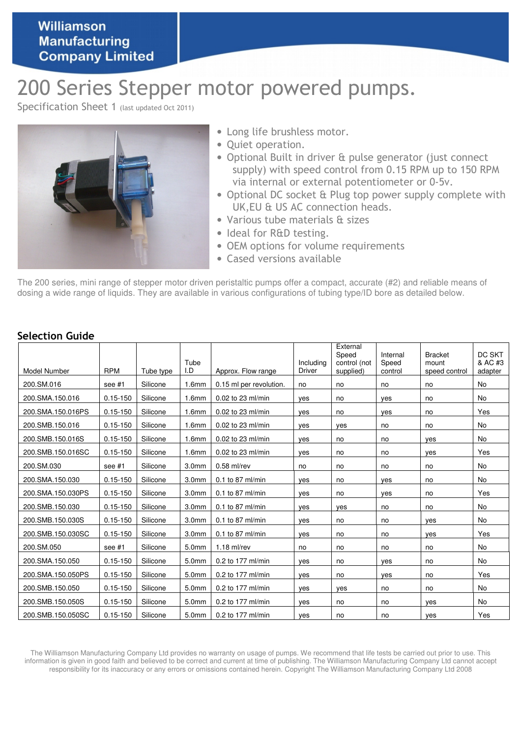**Williamson Manufacturing Company Limited**

# 200 Series Stepper motor powered pumps.

Specification Sheet 1 (last updated Oct 2011)

- Long life brushless motor.
- Quiet operation.
- Optional Built in driver & pulse generator (just connect supply) with speed control from 0.15 RPM up to 150 RPM via internal or external potentiometer or 0-5v.
- Optional DC socket & Plug top power supply complete with UK,EU & US AC connection heads.
- Various tube materials & sizes
- Ideal for R&D testing.
- OEM options for volume requirements
- Cased versions available

The 200 series, mini range of stepper motor driven peristaltic pumps offer a compact, accurate (#2) and reliable means of dosing a wide range of liquids. They are available in various configurations of tubing type/ID bore as detailed below.

## Selection Guide

| Model Number | RPM | Tube type | Tube I.D | Approx. Flow range | Including Driver | External Speed control (not supplied) | Internal Speed control | Bracket mount speed control | DC SKT & AC #3 adapter |
|---|---|---|---|---|---|---|---|---|---|
| 200.SM.016 | see #1 | Silicone | 1.6mm | 0.15 ml per revolution. | no | no | no | no | No |
| 200.SMA.150.016 | 0.15-150 | Silicone | 1.6mm | 0.02 to 23 ml/min | yes | no | yes | no | No |
| 200.SMA.150.016PS | 0.15-150 | Silicone | 1.6mm | 0.02 to 23 ml/min | yes | no | yes | no | Yes |
| 200.SMB.150.016 | 0.15-150 | Silicone | 1.6mm | 0.02 to 23 ml/min | yes | yes | no | no | No |
| 200.SMB.150.016S | 0.15-150 | Silicone | 1.6mm | 0.02 to 23 ml/min | yes | no | no | yes | No |
| 200.SMB.150.016SC | 0.15-150 | Silicone | 1.6mm | 0.02 to 23 ml/min | yes | no | no | yes | Yes |
| 200.SM.030 | see #1 | Silicone | 3.0mm | 0.58 ml/rev | no | no | no | no | No |
| 200.SMA.150.030 | 0.15-150 | Silicone | 3.0mm | 0.1 to 87 ml/min | yes | no | yes | no | No |
| 200.SMA.150.030PS | 0.15-150 | Silicone | 3.0mm | 0.1 to 87 ml/min | yes | no | yes | no | Yes |
| 200.SMB.150.030 | 0.15-150 | Silicone | 3.0mm | 0.1 to 87 ml/min | yes | yes | no | no | No |
| 200.SMB.150.030S | 0.15-150 | Silicone | 3.0mm | 0.1 to 87 ml/min | yes | no | no | yes | No |
| 200.SMB.150.030SC | 0.15-150 | Silicone | 3.0mm | 0.1 to 87 ml/min | yes | no | no | yes | Yes |
| 200.SM.050 | see #1 | Silicone | 5.0mm | 1.18 ml/rev | no | no | no | no | No |
| 200.SMA.150.050 | 0.15-150 | Silicone | 5.0mm | 0.2 to 177 ml/min | yes | no | yes | no | No |
| 200.SMA.150.050PS | 0.15-150 | Silicone | 5.0mm | 0.2 to 177 ml/min | yes | no | yes | no | Yes |
| 200.SMB.150.050 | 0.15-150 | Silicone | 5.0mm | 0.2 to 177 ml/min | yes | yes | no | no | No |
| 200.SMB.150.050S | 0.15-150 | Silicone | 5.0mm | 0.2 to 177 ml/min | yes | no | no | yes | No |
| 200.SMB.150.050SC | 0.15-150 | Silicone | 5.0mm | 0.2 to 177 ml/min | yes | no | no | yes | Yes |

The Williamson Manufacturing Company Ltd provides no warranty on usage of pumps. We recommend that life tests be carried out prior to use. This information is given in good faith and believed to be correct and current at time of publishing. The Williamson Manufacturing Company Ltd cannot accept responsibility for its inaccuracy or any errors or omissions contained herein. Copyright The Williamson Manufacturing Company Ltd 2008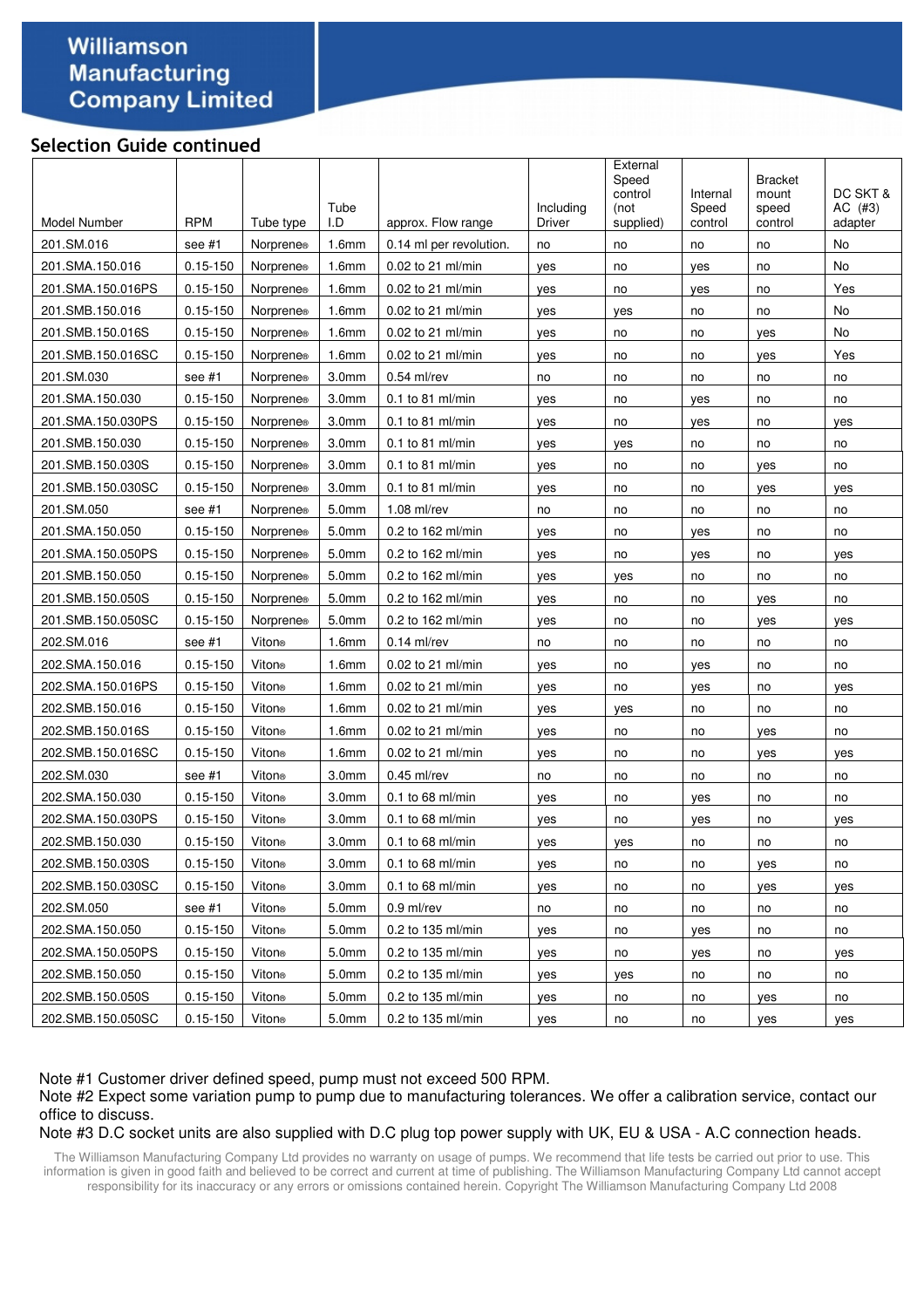Williamson Manufacturing Company Limited

## Selection Guide continued

| Model Number | RPM | Tube type | Tube I.D | approx. Flow range | Including Driver | External Speed control (not supplied) | Internal Speed control | Bracket mount speed control | DC SKT & AC (#3) adapter |
|---|---|---|---|---|---|---|---|---|---|
| 201.SM.016 | see #1 | Norprene® | 1.6mm | 0.14 ml per revolution. | no | no | no | no | No |
| 201.SMA.150.016 | 0.15-150 | Norprene® | 1.6mm | 0.02 to 21 ml/min | yes | no | yes | no | No |
| 201.SMA.150.016PS | 0.15-150 | Norprene® | 1.6mm | 0.02 to 21 ml/min | yes | no | yes | no | Yes |
| 201.SMB.150.016 | 0.15-150 | Norprene® | 1.6mm | 0.02 to 21 ml/min | yes | yes | no | no | No |
| 201.SMB.150.016S | 0.15-150 | Norprene® | 1.6mm | 0.02 to 21 ml/min | yes | no | no | yes | No |
| 201.SMB.150.016SC | 0.15-150 | Norprene® | 1.6mm | 0.02 to 21 ml/min | yes | no | no | yes | Yes |
| 201.SM.030 | see #1 | Norprene® | 3.0mm | 0.54 ml/rev | no | no | no | no | no |
| 201.SMA.150.030 | 0.15-150 | Norprene® | 3.0mm | 0.1 to 81 ml/min | yes | no | yes | no | no |
| 201.SMA.150.030PS | 0.15-150 | Norprene® | 3.0mm | 0.1 to 81 ml/min | yes | no | yes | no | yes |
| 201.SMB.150.030 | 0.15-150 | Norprene® | 3.0mm | 0.1 to 81 ml/min | yes | yes | no | no | no |
| 201.SMB.150.030S | 0.15-150 | Norprene® | 3.0mm | 0.1 to 81 ml/min | yes | no | no | yes | no |
| 201.SMB.150.030SC | 0.15-150 | Norprene® | 3.0mm | 0.1 to 81 ml/min | yes | no | no | yes | yes |
| 201.SM.050 | see #1 | Norprene® | 5.0mm | 1.08 ml/rev | no | no | no | no | no |
| 201.SMA.150.050 | 0.15-150 | Norprene® | 5.0mm | 0.2 to 162 ml/min | yes | no | yes | no | no |
| 201.SMA.150.050PS | 0.15-150 | Norprene® | 5.0mm | 0.2 to 162 ml/min | yes | no | yes | no | yes |
| 201.SMB.150.050 | 0.15-150 | Norprene® | 5.0mm | 0.2 to 162 ml/min | yes | yes | no | no | no |
| 201.SMB.150.050S | 0.15-150 | Norprene® | 5.0mm | 0.2 to 162 ml/min | yes | no | no | yes | no |
| 201.SMB.150.050SC | 0.15-150 | Norprene® | 5.0mm | 0.2 to 162 ml/min | yes | no | no | yes | yes |
| 202.SM.016 | see #1 | Viton® | 1.6mm | 0.14 ml/rev | no | no | no | no | no |
| 202.SMA.150.016 | 0.15-150 | Viton® | 1.6mm | 0.02 to 21 ml/min | yes | no | yes | no | no |
| 202.SMA.150.016PS | 0.15-150 | Viton® | 1.6mm | 0.02 to 21 ml/min | yes | no | yes | no | yes |
| 202.SMB.150.016 | 0.15-150 | Viton® | 1.6mm | 0.02 to 21 ml/min | yes | yes | no | no | no |
| 202.SMB.150.016S | 0.15-150 | Viton® | 1.6mm | 0.02 to 21 ml/min | yes | no | no | yes | no |
| 202.SMB.150.016SC | 0.15-150 | Viton® | 1.6mm | 0.02 to 21 ml/min | yes | no | no | yes | yes |
| 202.SM.030 | see #1 | Viton® | 3.0mm | 0.45 ml/rev | no | no | no | no | no |
| 202.SMA.150.030 | 0.15-150 | Viton® | 3.0mm | 0.1 to 68 ml/min | yes | no | yes | no | no |
| 202.SMA.150.030PS | 0.15-150 | Viton® | 3.0mm | 0.1 to 68 ml/min | yes | no | yes | no | yes |
| 202.SMB.150.030 | 0.15-150 | Viton® | 3.0mm | 0.1 to 68 ml/min | yes | yes | no | no | no |
| 202.SMB.150.030S | 0.15-150 | Viton® | 3.0mm | 0.1 to 68 ml/min | yes | no | no | yes | no |
| 202.SMB.150.030SC | 0.15-150 | Viton® | 3.0mm | 0.1 to 68 ml/min | yes | no | no | yes | yes |
| 202.SM.050 | see #1 | Viton® | 5.0mm | 0.9 ml/rev | no | no | no | no | no |
| 202.SMA.150.050 | 0.15-150 | Viton® | 5.0mm | 0.2 to 135 ml/min | yes | no | yes | no | no |
| 202.SMA.150.050PS | 0.15-150 | Viton® | 5.0mm | 0.2 to 135 ml/min | yes | no | yes | no | yes |
| 202.SMB.150.050 | 0.15-150 | Viton® | 5.0mm | 0.2 to 135 ml/min | yes | yes | no | no | no |
| 202.SMB.150.050S | 0.15-150 | Viton® | 5.0mm | 0.2 to 135 ml/min | yes | no | no | yes | no |
| 202.SMB.150.050SC | 0.15-150 | Viton® | 5.0mm | 0.2 to 135 ml/min | yes | no | no | yes | yes |

Note #1 Customer driver defined speed, pump must not exceed 500 RPM.
Note #2 Expect some variation pump to pump due to manufacturing tolerances. We offer a calibration service, contact our office to discuss.
Note #3 D.C socket units are also supplied with D.C plug top power supply with UK, EU & USA - A.C connection heads.

The Williamson Manufacturing Company Ltd provides no warranty on usage of pumps. We recommend that life tests be carried out prior to use. This information is given in good faith and believed to be correct and current at time of publishing. The Williamson Manufacturing Company Ltd cannot accept responsibility for its inaccuracy or any errors or omissions contained herein. Copyright The Williamson Manufacturing Company Ltd 2008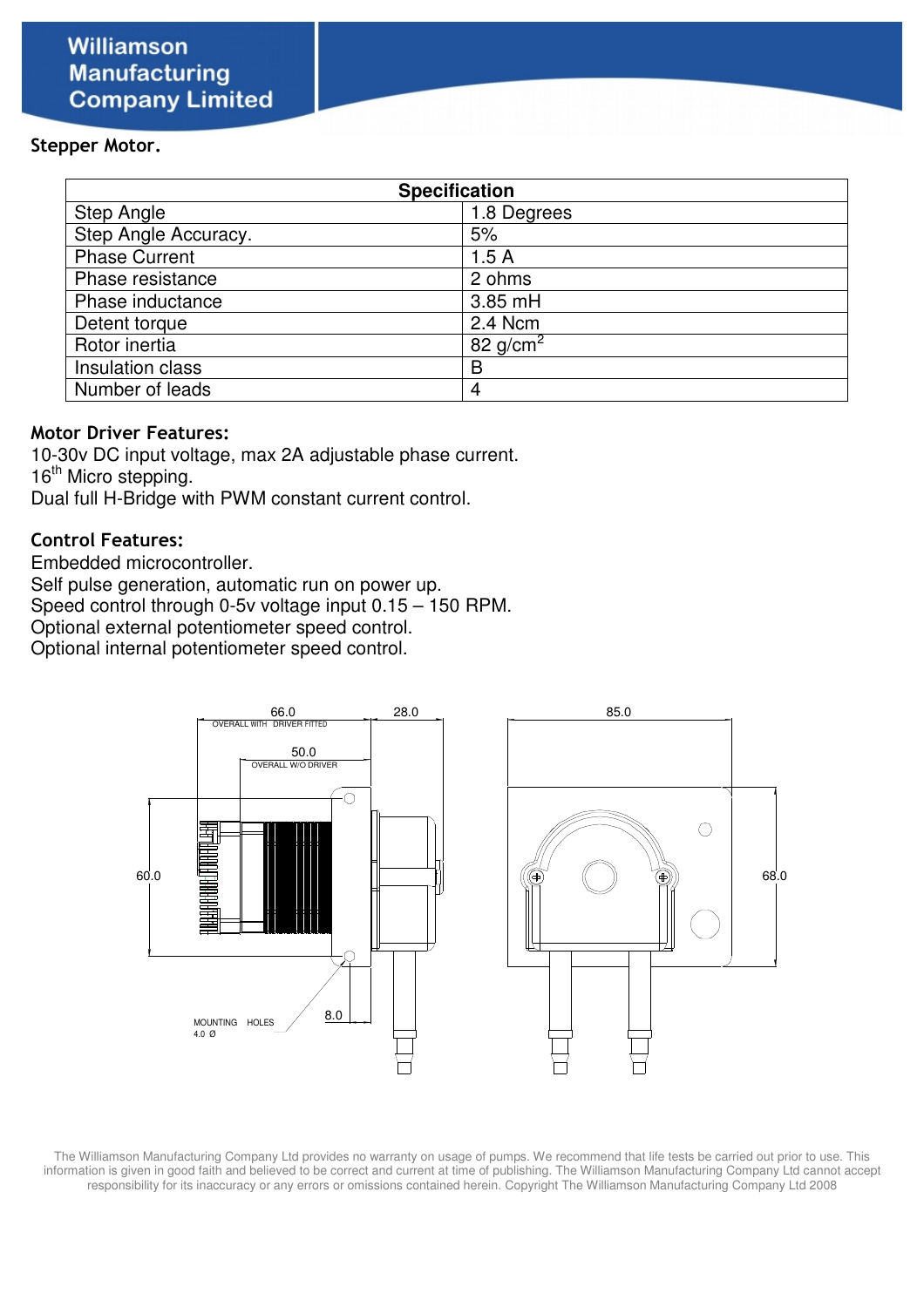# Stepper Motor.

| Specification | |
|---|---|
| Step Angle | 1.8 Degrees |
| Step Angle Accuracy. | 5% |
| Phase Current | 1.5 A |
| Phase resistance | 2 ohms |
| Phase inductance | 3.85 mH |
| Detent torque | 2.4 Ncm |
| Rotor inertia | 82 g/cm$^2$ |
| Insulation class | B |
| Number of leads | 4 |

## Motor Driver Features:

10-30v DC input voltage, max 2A adjustable phase current.
16$^{th}$ Micro stepping.
Dual full H-Bridge with PWM constant current control.

## Control Features:

Embedded microcontroller.
Self pulse generation, automatic run on power up.
Speed control through 0-5v voltage input 0.15 – 150 RPM.
Optional external potentiometer speed control.
Optional internal potentiometer speed control.

66.0 OVERALL WITH DRIVER FITTED
50.0 OVERALL W/O DRIVER
28.0
85.0
60.0
68.0
8.0
MOUNTING HOLES 4.0 Ø

The Williamson Manufacturing Company Ltd provides no warranty on usage of pumps. We recommend that life tests be carried out prior to use. This information is given in good faith and believed to be correct and current at time of publishing. The Williamson Manufacturing Company Ltd cannot accept responsibility for its inaccuracy or any errors or omissions contained herein. Copyright The Williamson Manufacturing Company Ltd 2008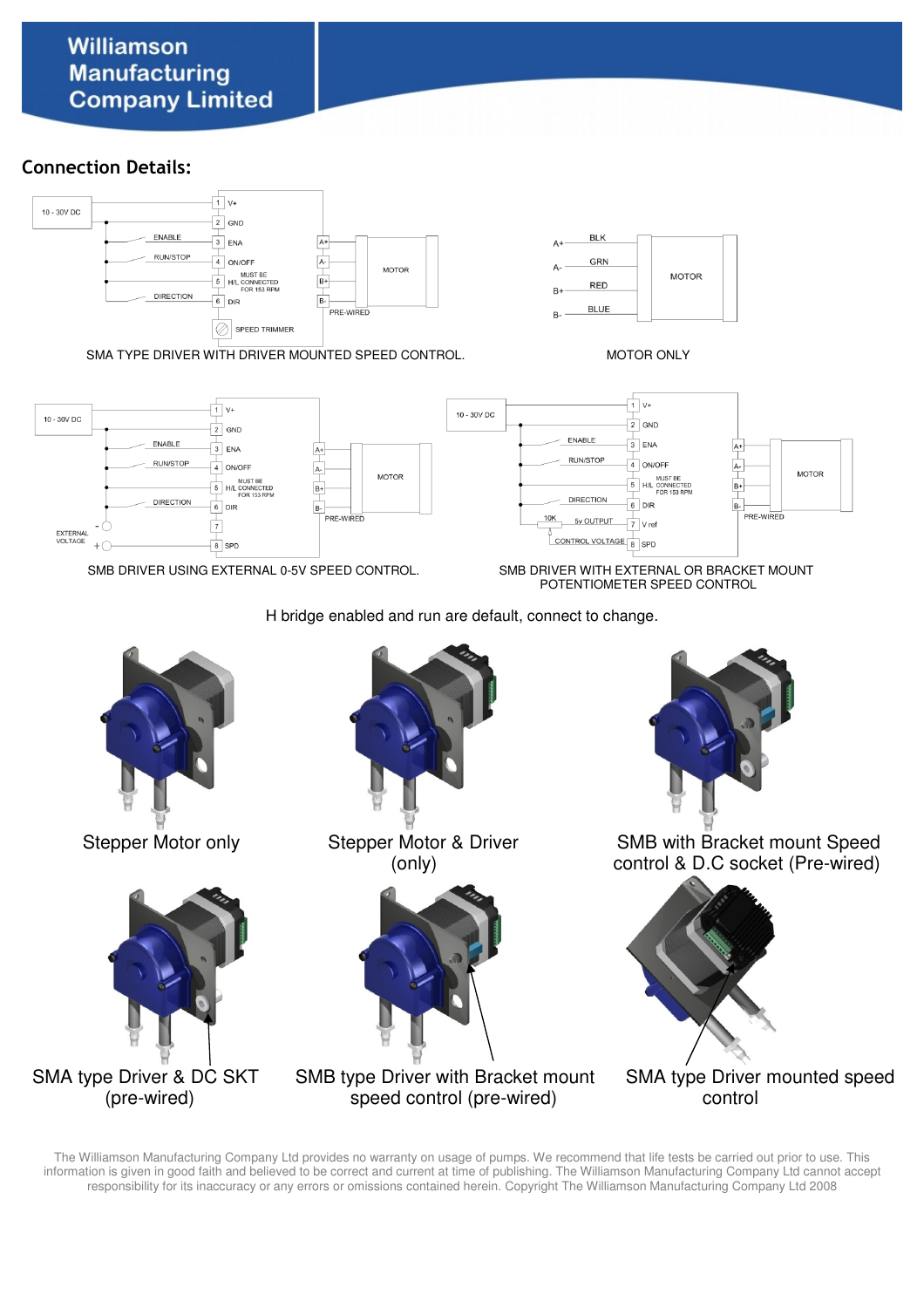## Connection Details:

10 - 30V DC

1 V+
2 GND
ENABLE
3 ENA
RUN/STOP
4 ON/OFF
MUST BE H/L CONNECTED FOR 153 RPM
5 H/L CONNECTED FOR 153 RPM
DIRECTION
6 DIR
SPEED TRIMMER
A+
A-
B+
B-
MOTOR
PRE-WIRED

SMA TYPE DRIVER WITH DRIVER MOUNTED SPEED CONTROL.

A+ BLK
A- GRN
B+ RED
B- BLUE
MOTOR

MOTOR ONLY

10 - 30V DC
1 V+
2 GND
ENABLE
3 ENA
RUN/STOP
4 ON/OFF
MUST BE H/L CONNECTED FOR 153 RPM
5 H/L CONNECTED FOR 153 RPM
DIRECTION
6 DIR
7
EXTERNAL VOLTAGE
8 SPD
A+
A-
B+
B-
MOTOR
PRE-WIRED

SMB DRIVER USING EXTERNAL 0-5V SPEED CONTROL.

10 - 30V DC
1 V+
2 GND
ENABLE
3 ENA
RUN/STOP
4 ON/OFF
MUST BE H/L CONNECTED FOR 153 RPM
5 H/L CONNECTED FOR 153 RPM
DIRECTION
6 DIR
10K
5v OUTPUT
7 V ref
CONTROL VOLTAGE
8 SPD
A+
A-
B+
B-
MOTOR
PRE-WIRED

SMB DRIVER WITH EXTERNAL OR BRACKET MOUNT POTENTIOMETER SPEED CONTROL

H bridge enabled and run are default, connect to change.

Stepper Motor only

Stepper Motor & Driver (only)

SMB with Bracket mount Speed control & D.C socket (Pre-wired)

SMA type Driver & DC SKT (pre-wired)

SMB type Driver with Bracket mount speed control (pre-wired)

SMA type Driver mounted speed control

The Williamson Manufacturing Company Ltd provides no warranty on usage of pumps. We recommend that life tests be carried out prior to use. This information is given in good faith and believed to be correct and current at time of publishing. The Williamson Manufacturing Company Ltd cannot accept responsibility for its inaccuracy or any errors or omissions contained herein. Copyright The Williamson Manufacturing Company Ltd 2008